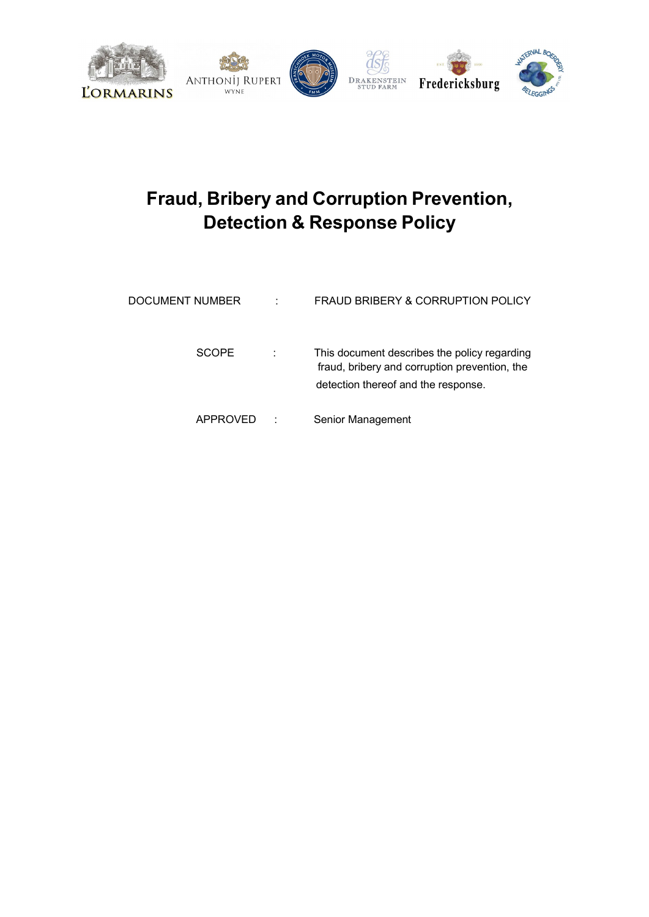# Fraud, Bribery and Corruption Prevention, Detection & Response Policy

| | | |
|---|---|---|
| DOCUMENT NUMBER | : | FRAUD BRIBERY & CORRUPTION POLICY |
| SCOPE | : | This document describes the policy regarding fraud, bribery and corruption prevention, the detection thereof and the response. |
| APPROVED | : | Senior Management |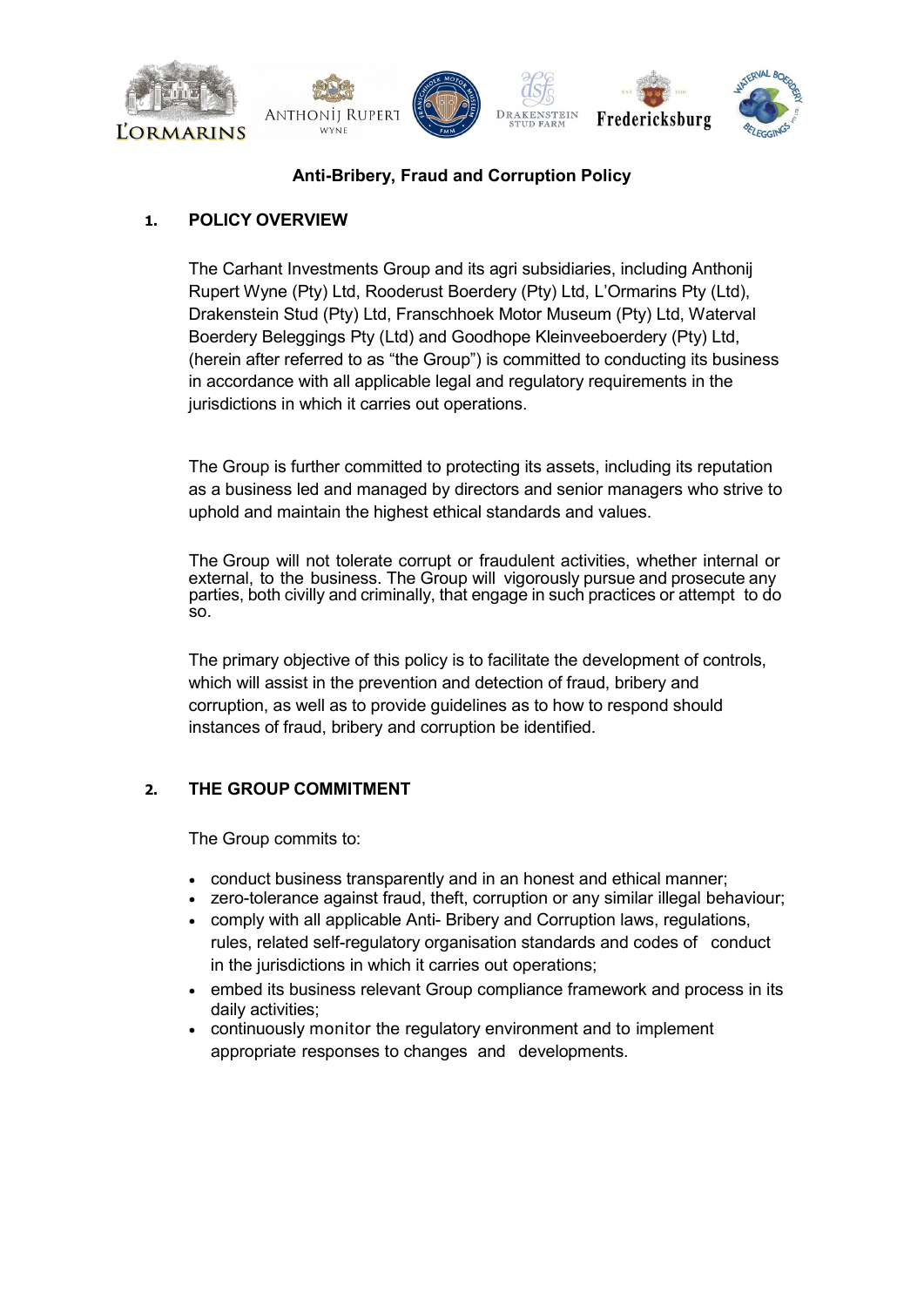**Anti-Bribery, Fraud and Corruption Policy**

## 1. POLICY OVERVIEW

The Carhant Investments Group and its agri subsidiaries, including Anthonij Rupert Wyne (Pty) Ltd, Rooderust Boerdery (Pty) Ltd, L'Ormarins Pty (Ltd), Drakenstein Stud (Pty) Ltd, Franschhoek Motor Museum (Pty) Ltd, Waterval Boerdery Beleggings Pty (Ltd) and Goodhope Kleinveeboerdery (Pty) Ltd, (herein after referred to as "the Group") is committed to conducting its business in accordance with all applicable legal and regulatory requirements in the jurisdictions in which it carries out operations.

The Group is further committed to protecting its assets, including its reputation as a business led and managed by directors and senior managers who strive to uphold and maintain the highest ethical standards and values.

The Group will not tolerate corrupt or fraudulent activities, whether internal or external, to the business. The Group will vigorously pursue and prosecute any parties, both civilly and criminally, that engage in such practices or attempt to do so.

The primary objective of this policy is to facilitate the development of controls, which will assist in the prevention and detection of fraud, bribery and corruption, as well as to provide guidelines as to how to respond should instances of fraud, bribery and corruption be identified.

## 2. THE GROUP COMMITMENT

The Group commits to:

- conduct business transparently and in an honest and ethical manner;
- zero-tolerance against fraud, theft, corruption or any similar illegal behaviour;
- comply with all applicable Anti- Bribery and Corruption laws, regulations, rules, related self-regulatory organisation standards and codes of conduct in the jurisdictions in which it carries out operations;
- embed its business relevant Group compliance framework and process in its daily activities;
- continuously monitor the regulatory environment and to implement appropriate responses to changes and developments.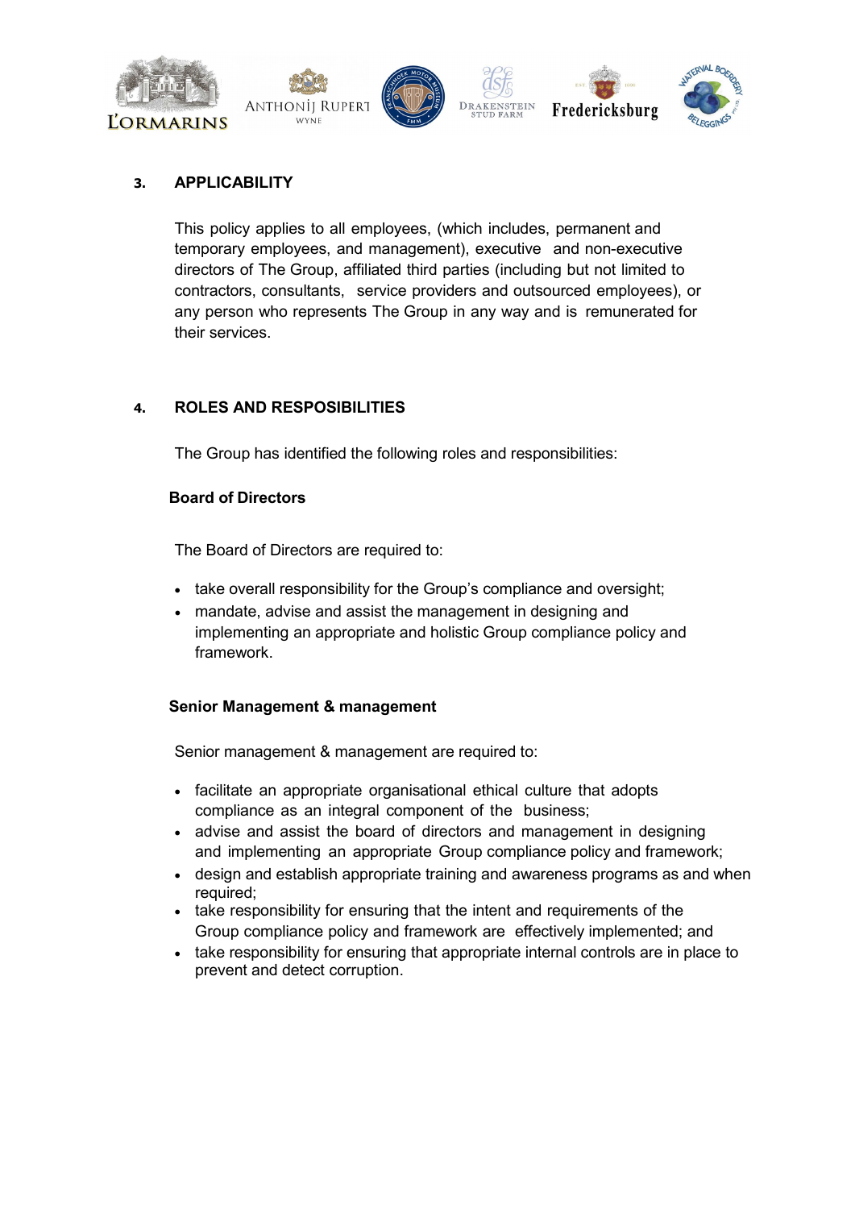## 3. APPLICABILITY

This policy applies to all employees, (which includes, permanent and temporary employees, and management), executive and non-executive directors of The Group, affiliated third parties (including but not limited to contractors, consultants, service providers and outsourced employees), or any person who represents The Group in any way and is remunerated for their services.

## 4. ROLES AND RESPOSIBILITIES

The Group has identified the following roles and responsibilities:

**Board of Directors**

The Board of Directors are required to:

- take overall responsibility for the Group's compliance and oversight;
- mandate, advise and assist the management in designing and implementing an appropriate and holistic Group compliance policy and framework.

**Senior Management & management**

Senior management & management are required to:

- facilitate an appropriate organisational ethical culture that adopts compliance as an integral component of the business;
- advise and assist the board of directors and management in designing and implementing an appropriate Group compliance policy and framework;
- design and establish appropriate training and awareness programs as and when required;
- take responsibility for ensuring that the intent and requirements of the Group compliance policy and framework are effectively implemented; and
- take responsibility for ensuring that appropriate internal controls are in place to prevent and detect corruption.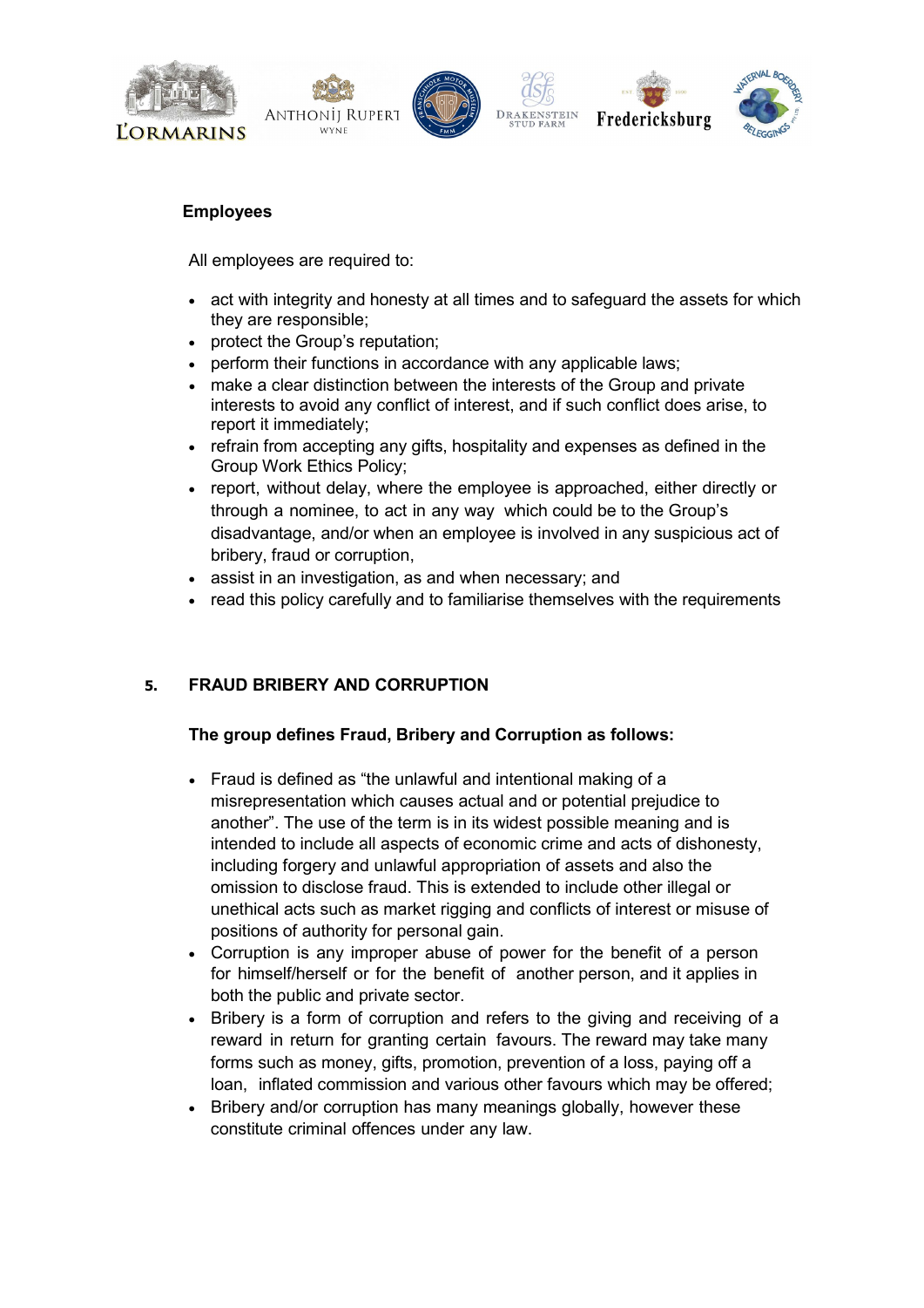**Employees**

All employees are required to:

- act with integrity and honesty at all times and to safeguard the assets for which they are responsible;
- protect the Group's reputation;
- perform their functions in accordance with any applicable laws;
- make a clear distinction between the interests of the Group and private interests to avoid any conflict of interest, and if such conflict does arise, to report it immediately;
- refrain from accepting any gifts, hospitality and expenses as defined in the Group Work Ethics Policy;
- report, without delay, where the employee is approached, either directly or through a nominee, to act in any way which could be to the Group's disadvantage, and/or when an employee is involved in any suspicious act of bribery, fraud or corruption,
- assist in an investigation, as and when necessary; and
- read this policy carefully and to familiarise themselves with the requirements

## 5. FRAUD BRIBERY AND CORRUPTION

**The group defines Fraud, Bribery and Corruption as follows:**

- Fraud is defined as "the unlawful and intentional making of a misrepresentation which causes actual and or potential prejudice to another". The use of the term is in its widest possible meaning and is intended to include all aspects of economic crime and acts of dishonesty, including forgery and unlawful appropriation of assets and also the omission to disclose fraud. This is extended to include other illegal or unethical acts such as market rigging and conflicts of interest or misuse of positions of authority for personal gain.
- Corruption is any improper abuse of power for the benefit of a person for himself/herself or for the benefit of another person, and it applies in both the public and private sector.
- Bribery is a form of corruption and refers to the giving and receiving of a reward in return for granting certain favours. The reward may take many forms such as money, gifts, promotion, prevention of a loss, paying off a loan, inflated commission and various other favours which may be offered;
- Bribery and/or corruption has many meanings globally, however these constitute criminal offences under any law.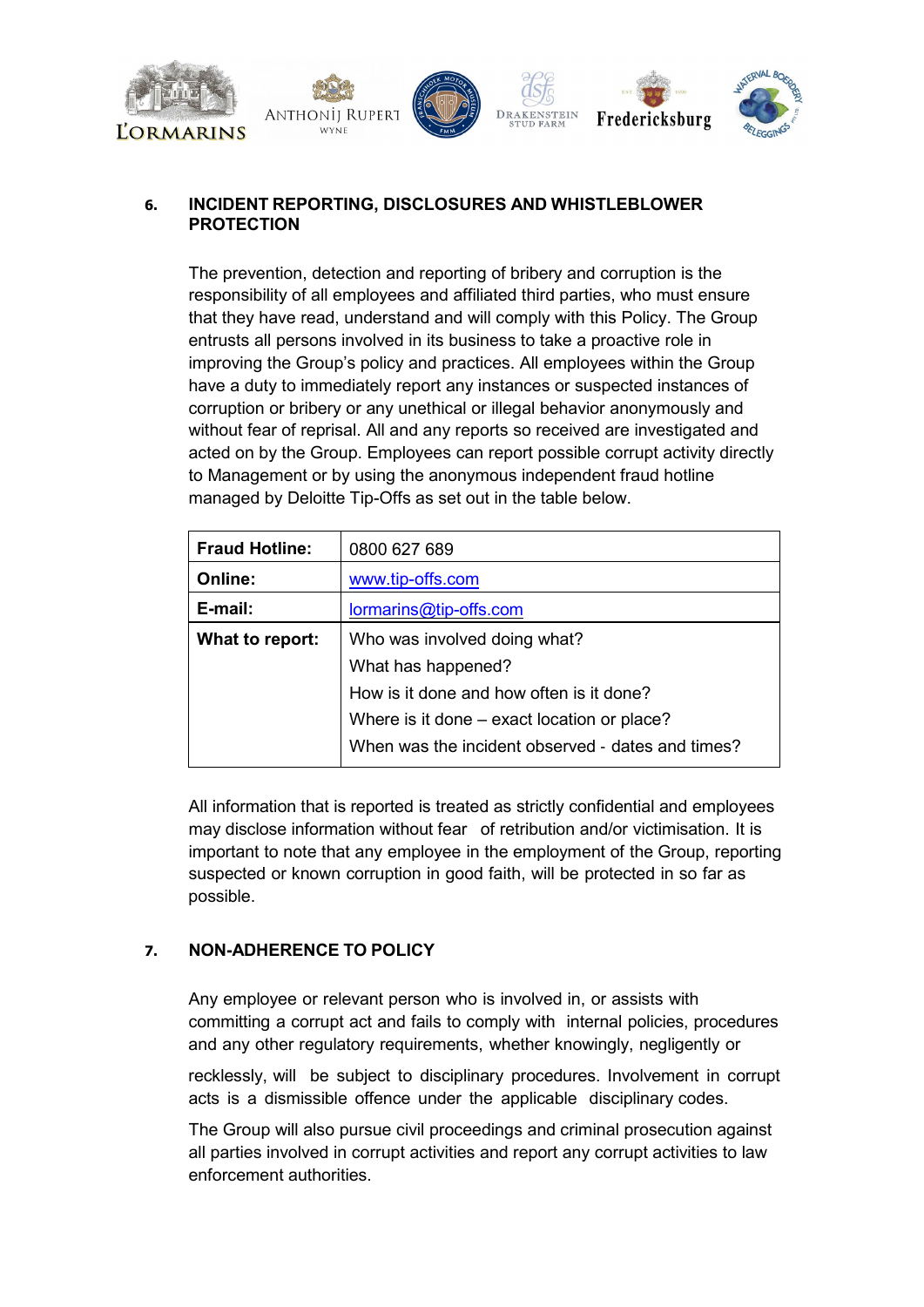## 6. INCIDENT REPORTING, DISCLOSURES AND WHISTLEBLOWER PROTECTION

The prevention, detection and reporting of bribery and corruption is the responsibility of all employees and affiliated third parties, who must ensure that they have read, understand and will comply with this Policy. The Group entrusts all persons involved in its business to take a proactive role in improving the Group's policy and practices. All employees within the Group have a duty to immediately report any instances or suspected instances of corruption or bribery or any unethical or illegal behavior anonymously and without fear of reprisal. All and any reports so received are investigated and acted on by the Group. Employees can report possible corrupt activity directly to Management or by using the anonymous independent fraud hotline managed by Deloitte Tip-Offs as set out in the table below.

| | |
|---|---|
| **Fraud Hotline:** | 0800 627 689 |
| **Online:** | www.tip-offs.com |
| **E-mail:** | lormarins@tip-offs.com |
| **What to report:** | Who was involved doing what?<br>What has happened?<br>How is it done and how often is it done?<br>Where is it done – exact location or place?<br>When was the incident observed - dates and times? |

All information that is reported is treated as strictly confidential and employees may disclose information without fear of retribution and/or victimisation. It is important to note that any employee in the employment of the Group, reporting suspected or known corruption in good faith, will be protected in so far as possible.

## 7. NON-ADHERENCE TO POLICY

Any employee or relevant person who is involved in, or assists with committing a corrupt act and fails to comply with internal policies, procedures and any other regulatory requirements, whether knowingly, negligently or recklessly, will be subject to disciplinary procedures. Involvement in corrupt acts is a dismissible offence under the applicable disciplinary codes.

The Group will also pursue civil proceedings and criminal prosecution against all parties involved in corrupt activities and report any corrupt activities to law enforcement authorities.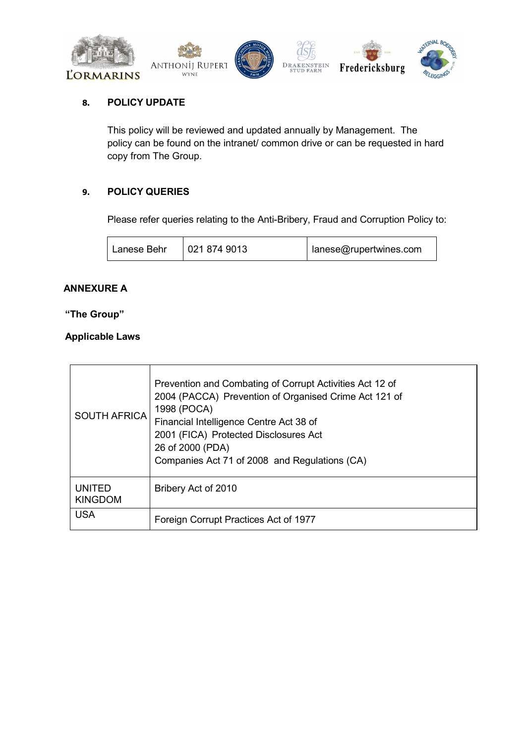## 8. POLICY UPDATE

This policy will be reviewed and updated annually by Management. The policy can be found on the intranet/ common drive or can be requested in hard copy from The Group.

## 9. POLICY QUERIES

Please refer queries relating to the Anti-Bribery, Fraud and Corruption Policy to:

| | | |
|---|---|---|
| Lanese Behr | 021 874 9013 | lanese@rupertwines.com |

## ANNEXURE A

**"The Group"**

**Applicable Laws**

| | |
|---|---|
| SOUTH AFRICA | Prevention and Combating of Corrupt Activities Act 12 of 2004 (PACCA) Prevention of Organised Crime Act 121 of 1998 (POCA)<br>Financial Intelligence Centre Act 38 of 2001 (FICA) Protected Disclosures Act 26 of 2000 (PDA)<br>Companies Act 71 of 2008 and Regulations (CA) |
| UNITED KINGDOM | Bribery Act of 2010 |
| USA | Foreign Corrupt Practices Act of 1977 |